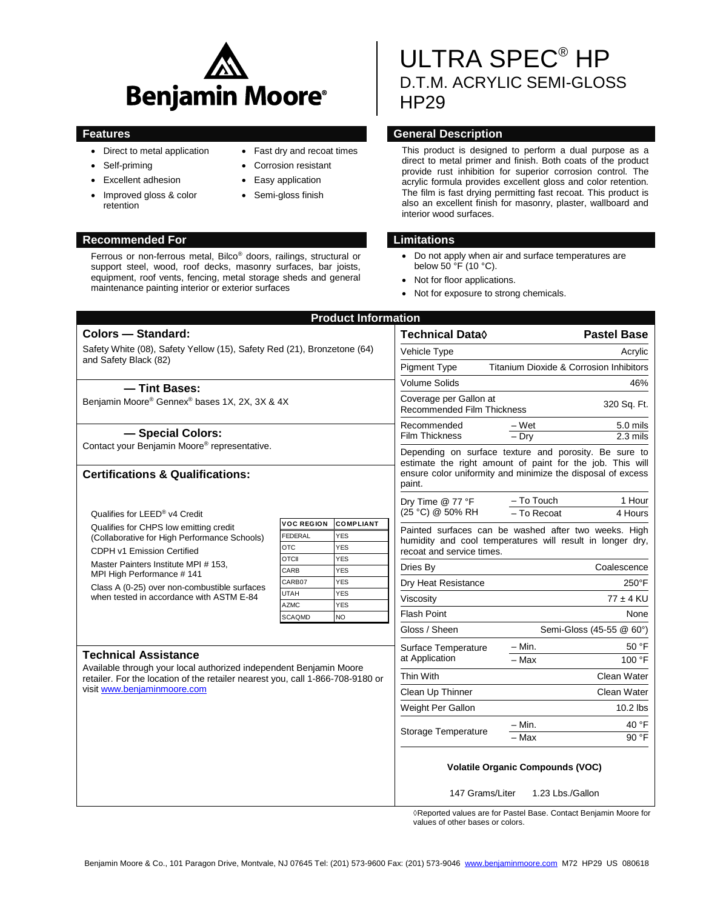Benjamin Moore®

# ULTRA SPEC® HP
## D.T.M. ACRYLIC SEMI-GLOSS
## HP29

### Features

- Direct to metal application
- Self-priming
- Excellent adhesion
- Improved gloss & color retention
- Fast dry and recoat times
- Corrosion resistant
- Easy application
- Semi-gloss finish

### General Description

This product is designed to perform a dual purpose as a direct to metal primer and finish. Both coats of the product provide rust inhibition for superior corrosion control. The acrylic formula provides excellent gloss and color retention. The film is fast drying permitting fast recoat. This product is also an excellent finish for masonry, plaster, wallboard and interior wood surfaces.

### Recommended For

Ferrous or non-ferrous metal, Bilco® doors, railings, structural or support steel, wood, roof decks, masonry surfaces, bar joists, equipment, roof vents, fencing, metal storage sheds and general maintenance painting interior or exterior surfaces

### Limitations

- Do not apply when air and surface temperatures are below 50 °F (10 °C).
- Not for floor applications.
- Not for exposure to strong chemicals.

## Product Information

### Colors — Standard:

Safety White (08), Safety Yellow (15), Safety Red (21), Bronzetone (64) and Safety Black (82)

### — Tint Bases:

Benjamin Moore® Gennex® bases 1X, 2X, 3X & 4X

### — Special Colors:

Contact your Benjamin Moore® representative.

### Certifications & Qualifications:

Qualifies for LEED® v4 Credit

Qualifies for CHPS low emitting credit (Collaborative for High Performance Schools)

CDPH v1 Emission Certified

Master Painters Institute MPI # 153, MPI High Performance # 141

Class A (0-25) over non-combustible surfaces when tested in accordance with ASTM E-84

| VOC REGION | COMPLIANT |
|---|---|
| FEDERAL | YES |
| OTC | YES |
| OTCII | YES |
| CARB | YES |
| CARB07 | YES |
| UTAH | YES |
| AZMC | YES |
| SCAQMD | NO |

### Technical Assistance

Available through your local authorized independent Benjamin Moore retailer. For the location of the retailer nearest you, call 1-866-708-9180 or visit www.benjaminmoore.com

| Technical Data◊ | | Pastel Base |
|---|---|---|
| Vehicle Type | | Acrylic |
| Pigment Type | | Titanium Dioxide & Corrosion Inhibitors |
| Volume Solids | | 46% |
| Coverage per Gallon at Recommended Film Thickness | | 320 Sq. Ft. |
| Recommended Film Thickness | – Wet | 5.0 mils |
| | – Dry | 2.3 mils |

Depending on surface texture and porosity. Be sure to estimate the right amount of paint for the job. This will ensure color uniformity and minimize the disposal of excess paint.

| | | |
|---|---|---|
| Dry Time @ 77 °F (25 °C) @ 50% RH | – To Touch | 1 Hour |
| | – To Recoat | 4 Hours |

Painted surfaces can be washed after two weeks. High humidity and cool temperatures will result in longer dry, recoat and service times.

| | | |
|---|---|---|
| Dries By | | Coalescence |
| Dry Heat Resistance | | 250°F |
| Viscosity | | 77 ± 4 KU |
| Flash Point | | None |
| Gloss / Sheen | | Semi-Gloss (45-55 @ 60°) |
| Surface Temperature at Application | – Min. | 50 °F |
| | – Max | 100 °F |
| Thin With | | Clean Water |
| Clean Up Thinner | | Clean Water |
| Weight Per Gallon | | 10.2 lbs |
| Storage Temperature | – Min. | 40 °F |
| | – Max | 90 °F |

**Volatile Organic Compounds (VOC)**

147 Grams/Liter 1.23 Lbs./Gallon

◊Reported values are for Pastel Base. Contact Benjamin Moore for values of other bases or colors.

Benjamin Moore & Co., 101 Paragon Drive, Montvale, NJ 07645 Tel: (201) 573-9600 Fax: (201) 573-9046 www.benjaminmoore.com M72 HP29 US 080618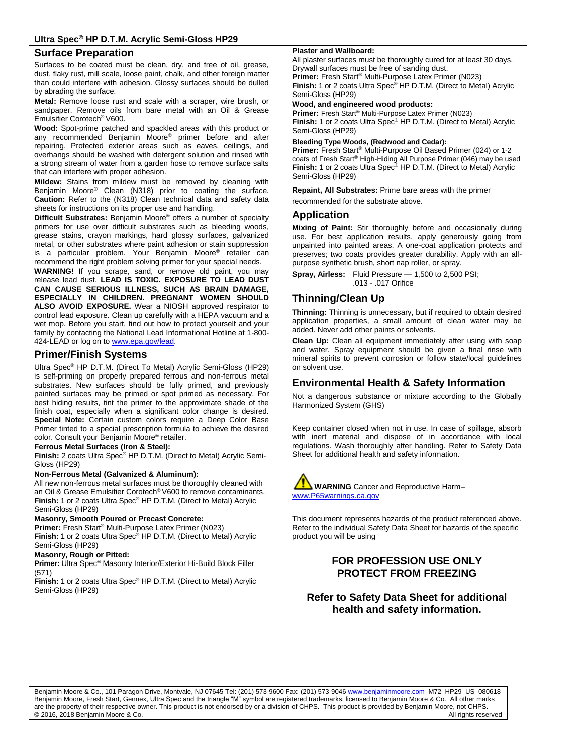## Surface Preparation

Surfaces to be coated must be clean, dry, and free of oil, grease, dust, flaky rust, mill scale, loose paint, chalk, and other foreign matter than could interfere with adhesion. Glossy surfaces should be dulled by abrading the surface.

**Metal:** Remove loose rust and scale with a scraper, wire brush, or sandpaper. Remove oils from bare metal with an Oil & Grease Emulsifier Corotech® V600.

**Wood:** Spot-prime patched and spackled areas with this product or any recommended Benjamin Moore® primer before and after repairing. Protected exterior areas such as eaves, ceilings, and overhangs should be washed with detergent solution and rinsed with a strong stream of water from a garden hose to remove surface salts that can interfere with proper adhesion.

**Mildew:** Stains from mildew must be removed by cleaning with Benjamin Moore® Clean (N318) prior to coating the surface. **Caution:** Refer to the (N318) Clean technical data and safety data sheets for instructions on its proper use and handling.

**Difficult Substrates:** Benjamin Moore® offers a number of specialty primers for use over difficult substrates such as bleeding woods, grease stains, crayon markings, hard glossy surfaces, galvanized metal, or other substrates where paint adhesion or stain suppression is a particular problem. Your Benjamin Moore® retailer can recommend the right problem solving primer for your special needs.

**WARNING!** If you scrape, sand, or remove old paint, you may release lead dust. **LEAD IS TOXIC. EXPOSURE TO LEAD DUST CAN CAUSE SERIOUS ILLNESS, SUCH AS BRAIN DAMAGE, ESPECIALLY IN CHILDREN. PREGNANT WOMEN SHOULD ALSO AVOID EXPOSURE.** Wear a NIOSH approved respirator to control lead exposure. Clean up carefully with a HEPA vacuum and a wet mop. Before you start, find out how to protect yourself and your family by contacting the National Lead Informational Hotline at 1-800-424-LEAD or log on to www.epa.gov/lead.

## Primer/Finish Systems

Ultra Spec® HP D.T.M. (Direct To Metal) Acrylic Semi-Gloss (HP29) is self-priming on properly prepared ferrous and non-ferrous metal substrates. New surfaces should be fully primed, and previously painted surfaces may be primed or spot primed as necessary. For best hiding results, tint the primer to the approximate shade of the finish coat, especially when a significant color change is desired. **Special Note:** Certain custom colors require a Deep Color Base Primer tinted to a special prescription formula to achieve the desired color. Consult your Benjamin Moore® retailer.

**Ferrous Metal Surfaces (Iron & Steel):**
**Finish:** 2 coats Ultra Spec® HP D.T.M. (Direct to Metal) Acrylic Semi-Gloss (HP29)

**Non-Ferrous Metal (Galvanized & Aluminum):**
All new non-ferrous metal surfaces must be thoroughly cleaned with an Oil & Grease Emulsifier Corotech® V600 to remove contaminants.
**Finish:** 1 or 2 coats Ultra Spec® HP D.T.M. (Direct to Metal) Acrylic Semi-Gloss (HP29)

**Masonry, Smooth Poured or Precast Concrete:**
**Primer:** Fresh Start® Multi-Purpose Latex Primer (N023)
**Finish:** 1 or 2 coats Ultra Spec® HP D.T.M. (Direct to Metal) Acrylic Semi-Gloss (HP29)

**Masonry, Rough or Pitted:**
**Primer:** Ultra Spec® Masonry Interior/Exterior Hi-Build Block Filler (571)
**Finish:** 1 or 2 coats Ultra Spec® HP D.T.M. (Direct to Metal) Acrylic Semi-Gloss (HP29)

**Plaster and Wallboard:**
All plaster surfaces must be thoroughly cured for at least 30 days. Drywall surfaces must be free of sanding dust.
**Primer:** Fresh Start® Multi-Purpose Latex Primer (N023)
**Finish:** 1 or 2 coats Ultra Spec® HP D.T.M. (Direct to Metal) Acrylic Semi-Gloss (HP29)

**Wood, and engineered wood products:**
**Primer:** Fresh Start® Multi-Purpose Latex Primer (N023)
**Finish:** 1 or 2 coats Ultra Spec® HP D.T.M. (Direct to Metal) Acrylic Semi-Gloss (HP29)

**Bleeding Type Woods, (Redwood and Cedar):**
**Primer:** Fresh Start® Multi-Purpose Oil Based Primer (024) or 1-2 coats of Fresh Start® High-Hiding All Purpose Primer (046) may be used
**Finish:** 1 or 2 coats Ultra Spec® HP D.T.M. (Direct to Metal) Acrylic Semi-Gloss (HP29)

**Repaint, All Substrates:** Prime bare areas with the primer recommended for the substrate above.

## Application

**Mixing of Paint:** Stir thoroughly before and occasionally during use. For best application results, apply generously going from unpainted into painted areas. A one-coat application protects and preserves; two coats provides greater durability. Apply with an all-purpose synthetic brush, short nap roller, or spray.

**Spray, Airless:** Fluid Pressure — 1,500 to 2,500 PSI; .013 - .017 Orifice

## Thinning/Clean Up

**Thinning:** Thinning is unnecessary, but if required to obtain desired application properties, a small amount of clean water may be added. Never add other paints or solvents.

**Clean Up:** Clean all equipment immediately after using with soap and water. Spray equipment should be given a final rinse with mineral spirits to prevent corrosion or follow state/local guidelines on solvent use.

## Environmental Health & Safety Information

Not a dangerous substance or mixture according to the Globally Harmonized System (GHS)

Keep container closed when not in use. In case of spillage, absorb with inert material and dispose of in accordance with local regulations. Wash thoroughly after handling. Refer to Safety Data Sheet for additional health and safety information.

**WARNING** Cancer and Reproductive Harm– www.P65warnings.ca.gov

This document represents hazards of the product referenced above. Refer to the individual Safety Data Sheet for hazards of the specific product you will be using

**FOR PROFESSION USE ONLY**
**PROTECT FROM FREEZING**

**Refer to Safety Data Sheet for additional health and safety information.**

Benjamin Moore & Co., 101 Paragon Drive, Montvale, NJ 07645 Tel: (201) 573-9600 Fax: (201) 573-9046 www.benjaminmoore.com M72 HP29 US 080618
Benjamin Moore, Fresh Start, Gennex, Ultra Spec and the triangle "M" symbol are registered trademarks, licensed to Benjamin Moore & Co. All other marks are the property of their respective owner. This product is not endorsed by or a division of CHPS. This product is provided by Benjamin Moore, not CHPS.
© 2016, 2018 Benjamin Moore & Co. All rights reserved